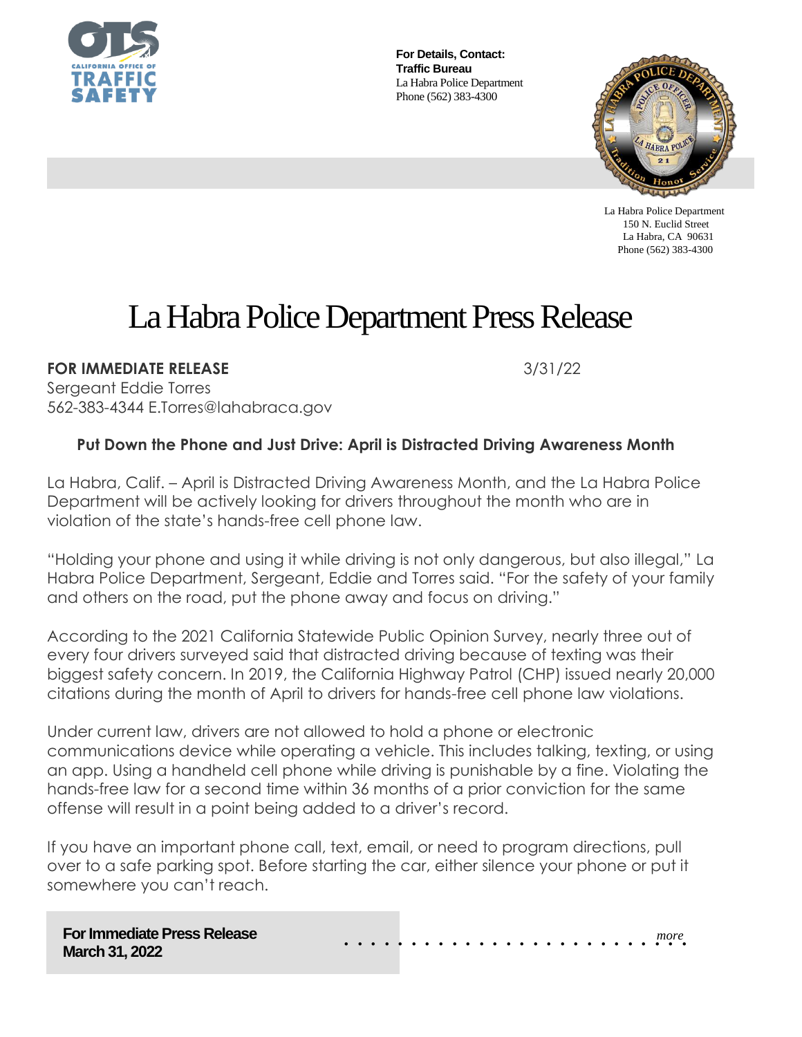**For Details, Contact:**
**Traffic Bureau**
La Habra Police Department
Phone (562) 383-4300

La Habra Police Department
150 N. Euclid Street
La Habra, CA 90631
Phone (562) 383-4300

# La Habra Police Department Press Release

**FOR IMMEDIATE RELEASE** 3/31/22

Sergeant Eddie Torres
562-383-4344 E.Torres@lahabraca.gov

### Put Down the Phone and Just Drive: April is Distracted Driving Awareness Month

La Habra, Calif. – April is Distracted Driving Awareness Month, and the La Habra Police Department will be actively looking for drivers throughout the month who are in violation of the state's hands-free cell phone law.

"Holding your phone and using it while driving is not only dangerous, but also illegal," La Habra Police Department, Sergeant, Eddie and Torres said. "For the safety of your family and others on the road, put the phone away and focus on driving."

According to the 2021 California Statewide Public Opinion Survey, nearly three out of every four drivers surveyed said that distracted driving because of texting was their biggest safety concern. In 2019, the California Highway Patrol (CHP) issued nearly 20,000 citations during the month of April to drivers for hands-free cell phone law violations.

Under current law, drivers are not allowed to hold a phone or electronic communications device while operating a vehicle. This includes talking, texting, or using an app. Using a handheld cell phone while driving is punishable by a fine. Violating the hands-free law for a second time within 36 months of a prior conviction for the same offense will result in a point being added to a driver's record.

If you have an important phone call, text, email, or need to program directions, pull over to a safe parking spot. Before starting the car, either silence your phone or put it somewhere you can't reach.

**For Immediate Press Release**
**March 31, 2022**

*more*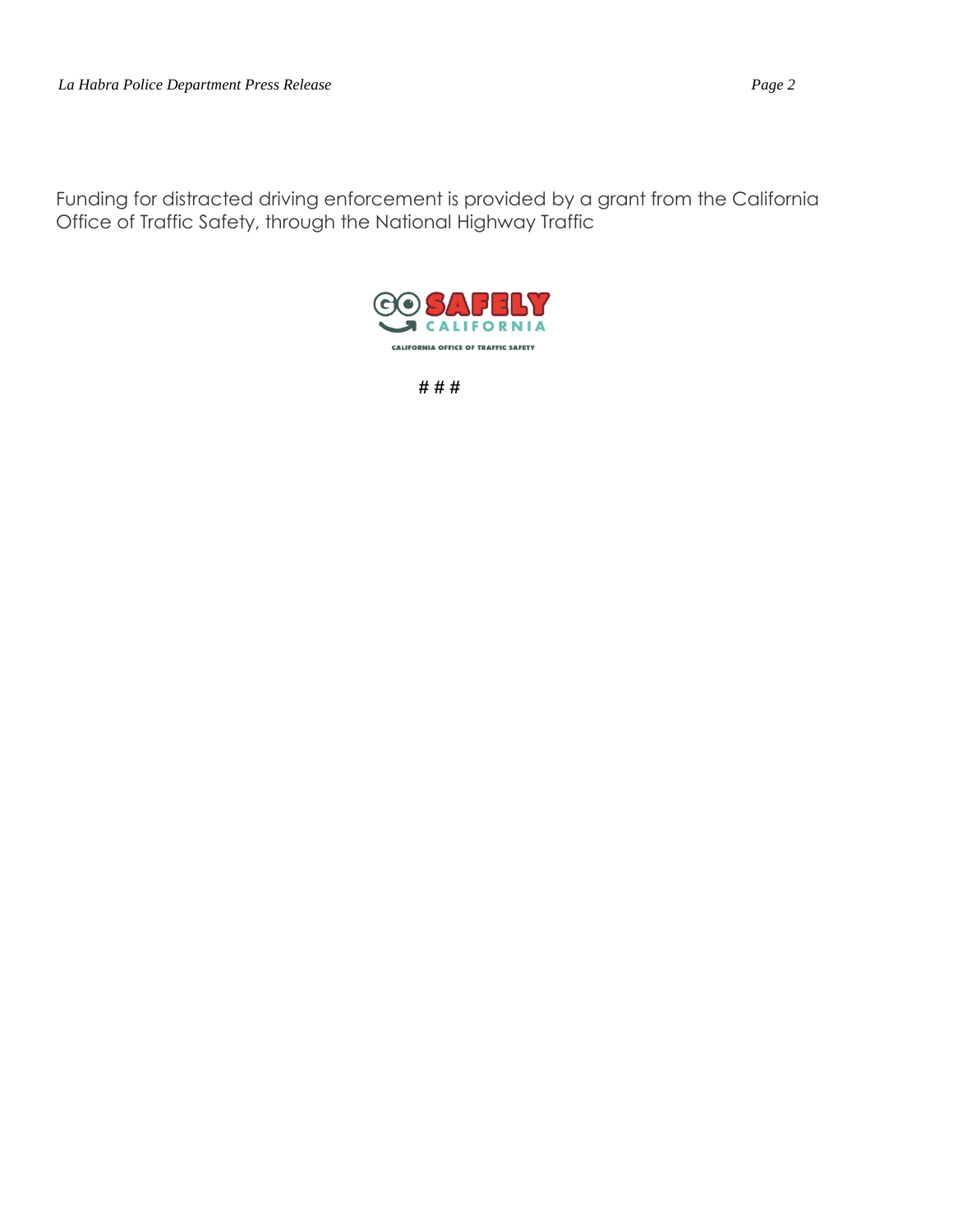Funding for distracted driving enforcement is provided by a grant from the California Office of Traffic Safety, through the National Highway Traffic

GO SAFELY CALIFORNIA

CALIFORNIA OFFICE OF TRAFFIC SAFETY

# # #